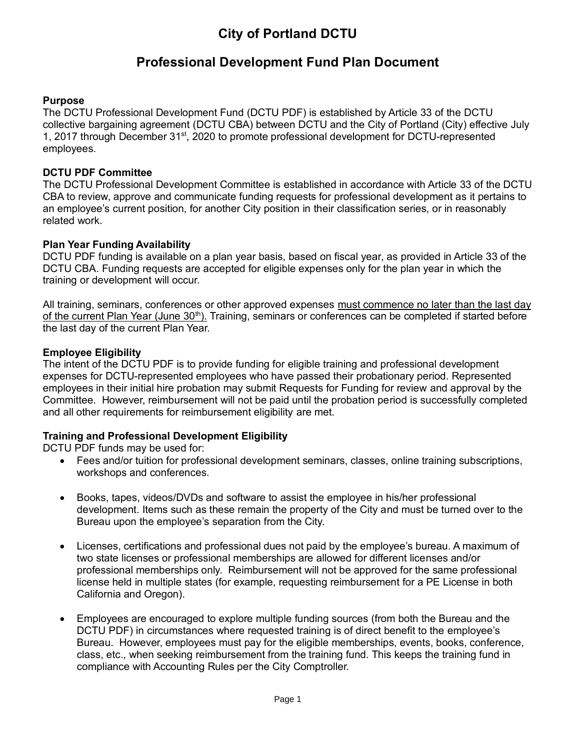# City of Portland DCTU

## Professional Development Fund Plan Document

**Purpose**
The DCTU Professional Development Fund (DCTU PDF) is established by Article 33 of the DCTU collective bargaining agreement (DCTU CBA) between DCTU and the City of Portland (City) effective July 1, 2017 through December 31st, 2020 to promote professional development for DCTU-represented employees.

**DCTU PDF Committee**
The DCTU Professional Development Committee is established in accordance with Article 33 of the DCTU CBA to review, approve and communicate funding requests for professional development as it pertains to an employee's current position, for another City position in their classification series, or in reasonably related work.

**Plan Year Funding Availability**
DCTU PDF funding is available on a plan year basis, based on fiscal year, as provided in Article 33 of the DCTU CBA. Funding requests are accepted for eligible expenses only for the plan year in which the training or development will occur.

All training, seminars, conferences or other approved expenses must commence no later than the last day of the current Plan Year (June 30th). Training, seminars or conferences can be completed if started before the last day of the current Plan Year.

**Employee Eligibility**
The intent of the DCTU PDF is to provide funding for eligible training and professional development expenses for DCTU-represented employees who have passed their probationary period. Represented employees in their initial hire probation may submit Requests for Funding for review and approval by the Committee. However, reimbursement will not be paid until the probation period is successfully completed and all other requirements for reimbursement eligibility are met.

**Training and Professional Development Eligibility**
DCTU PDF funds may be used for:

- Fees and/or tuition for professional development seminars, classes, online training subscriptions, workshops and conferences.
- Books, tapes, videos/DVDs and software to assist the employee in his/her professional development. Items such as these remain the property of the City and must be turned over to the Bureau upon the employee's separation from the City.
- Licenses, certifications and professional dues not paid by the employee's bureau. A maximum of two state licenses or professional memberships are allowed for different licenses and/or professional memberships only. Reimbursement will not be approved for the same professional license held in multiple states (for example, requesting reimbursement for a PE License in both California and Oregon).
- Employees are encouraged to explore multiple funding sources (from both the Bureau and the DCTU PDF) in circumstances where requested training is of direct benefit to the employee's Bureau. However, employees must pay for the eligible memberships, events, books, conference, class, etc., when seeking reimbursement from the training fund. This keeps the training fund in compliance with Accounting Rules per the City Comptroller.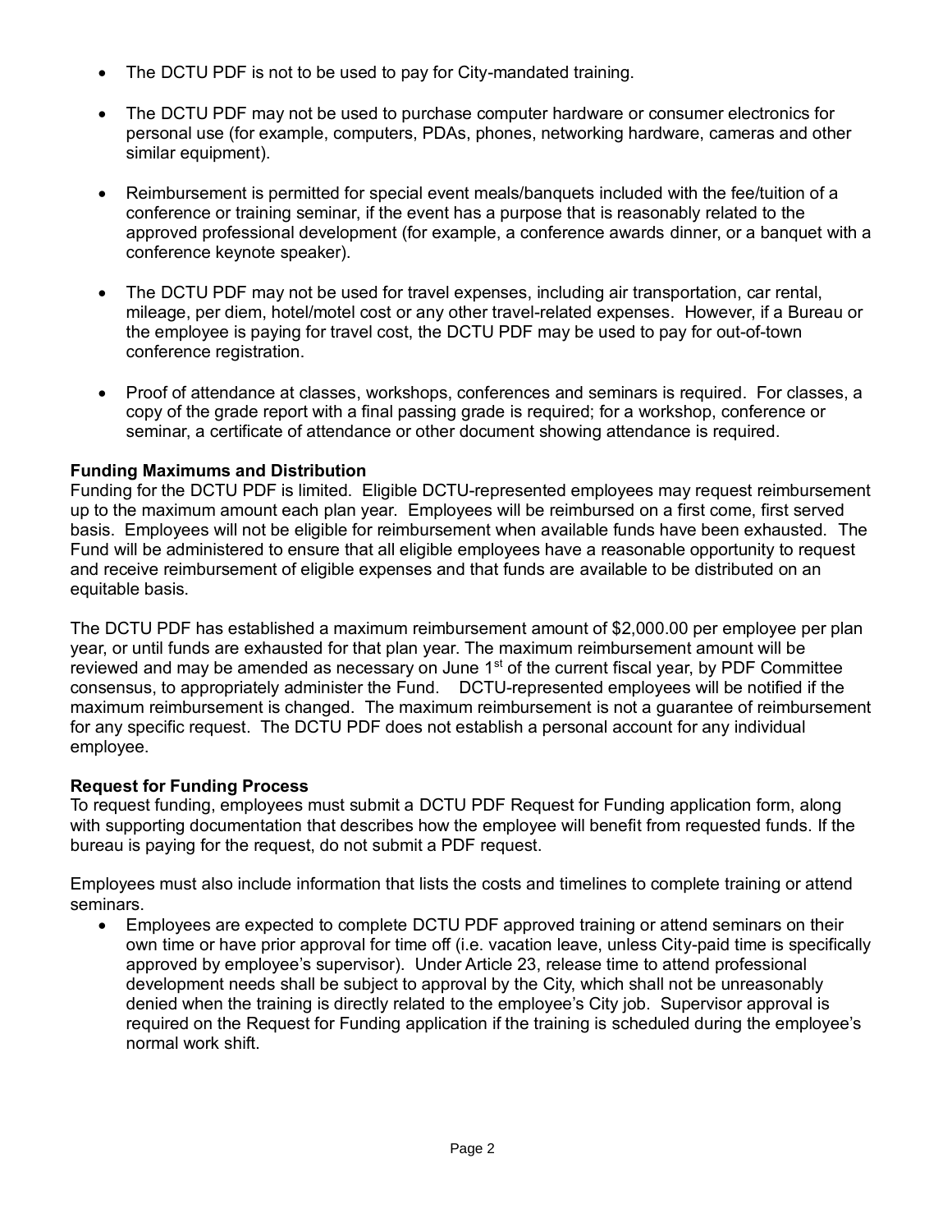- The DCTU PDF is not to be used to pay for City-mandated training.

- The DCTU PDF may not be used to purchase computer hardware or consumer electronics for personal use (for example, computers, PDAs, phones, networking hardware, cameras and other similar equipment).

- Reimbursement is permitted for special event meals/banquets included with the fee/tuition of a conference or training seminar, if the event has a purpose that is reasonably related to the approved professional development (for example, a conference awards dinner, or a banquet with a conference keynote speaker).

- The DCTU PDF may not be used for travel expenses, including air transportation, car rental, mileage, per diem, hotel/motel cost or any other travel-related expenses. However, if a Bureau or the employee is paying for travel cost, the DCTU PDF may be used to pay for out-of-town conference registration.

- Proof of attendance at classes, workshops, conferences and seminars is required. For classes, a copy of the grade report with a final passing grade is required; for a workshop, conference or seminar, a certificate of attendance or other document showing attendance is required.

**Funding Maximums and Distribution**

Funding for the DCTU PDF is limited. Eligible DCTU-represented employees may request reimbursement up to the maximum amount each plan year. Employees will be reimbursed on a first come, first served basis. Employees will not be eligible for reimbursement when available funds have been exhausted. The Fund will be administered to ensure that all eligible employees have a reasonable opportunity to request and receive reimbursement of eligible expenses and that funds are available to be distributed on an equitable basis.

The DCTU PDF has established a maximum reimbursement amount of $2,000.00 per employee per plan year, or until funds are exhausted for that plan year. The maximum reimbursement amount will be reviewed and may be amended as necessary on June 1st of the current fiscal year, by PDF Committee consensus, to appropriately administer the Fund. DCTU-represented employees will be notified if the maximum reimbursement is changed. The maximum reimbursement is not a guarantee of reimbursement for any specific request. The DCTU PDF does not establish a personal account for any individual employee.

**Request for Funding Process**

To request funding, employees must submit a DCTU PDF Request for Funding application form, along with supporting documentation that describes how the employee will benefit from requested funds. If the bureau is paying for the request, do not submit a PDF request.

Employees must also include information that lists the costs and timelines to complete training or attend seminars.

- Employees are expected to complete DCTU PDF approved training or attend seminars on their own time or have prior approval for time off (i.e. vacation leave, unless City-paid time is specifically approved by employee's supervisor). Under Article 23, release time to attend professional development needs shall be subject to approval by the City, which shall not be unreasonably denied when the training is directly related to the employee's City job. Supervisor approval is required on the Request for Funding application if the training is scheduled during the employee's normal work shift.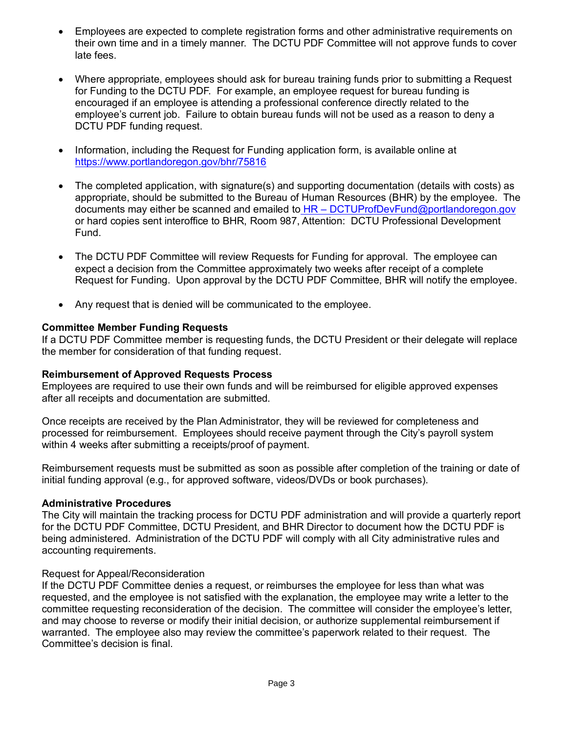- Employees are expected to complete registration forms and other administrative requirements on their own time and in a timely manner. The DCTU PDF Committee will not approve funds to cover late fees.

- Where appropriate, employees should ask for bureau training funds prior to submitting a Request for Funding to the DCTU PDF. For example, an employee request for bureau funding is encouraged if an employee is attending a professional conference directly related to the employee's current job. Failure to obtain bureau funds will not be used as a reason to deny a DCTU PDF funding request.

- Information, including the Request for Funding application form, is available online at https://www.portlandoregon.gov/bhr/75816

- The completed application, with signature(s) and supporting documentation (details with costs) as appropriate, should be submitted to the Bureau of Human Resources (BHR) by the employee. The documents may either be scanned and emailed to HR – DCTUProfDevFund@portlandoregon.gov or hard copies sent interoffice to BHR, Room 987, Attention: DCTU Professional Development Fund.

- The DCTU PDF Committee will review Requests for Funding for approval. The employee can expect a decision from the Committee approximately two weeks after receipt of a complete Request for Funding. Upon approval by the DCTU PDF Committee, BHR will notify the employee.

- Any request that is denied will be communicated to the employee.

**Committee Member Funding Requests**
If a DCTU PDF Committee member is requesting funds, the DCTU President or their delegate will replace the member for consideration of that funding request.

**Reimbursement of Approved Requests Process**
Employees are required to use their own funds and will be reimbursed for eligible approved expenses after all receipts and documentation are submitted.

Once receipts are received by the Plan Administrator, they will be reviewed for completeness and processed for reimbursement. Employees should receive payment through the City's payroll system within 4 weeks after submitting a receipts/proof of payment.

Reimbursement requests must be submitted as soon as possible after completion of the training or date of initial funding approval (e.g., for approved software, videos/DVDs or book purchases).

**Administrative Procedures**
The City will maintain the tracking process for DCTU PDF administration and will provide a quarterly report for the DCTU PDF Committee, DCTU President, and BHR Director to document how the DCTU PDF is being administered. Administration of the DCTU PDF will comply with all City administrative rules and accounting requirements.

Request for Appeal/Reconsideration
If the DCTU PDF Committee denies a request, or reimburses the employee for less than what was requested, and the employee is not satisfied with the explanation, the employee may write a letter to the committee requesting reconsideration of the decision. The committee will consider the employee's letter, and may choose to reverse or modify their initial decision, or authorize supplemental reimbursement if warranted. The employee also may review the committee's paperwork related to their request. The Committee's decision is final.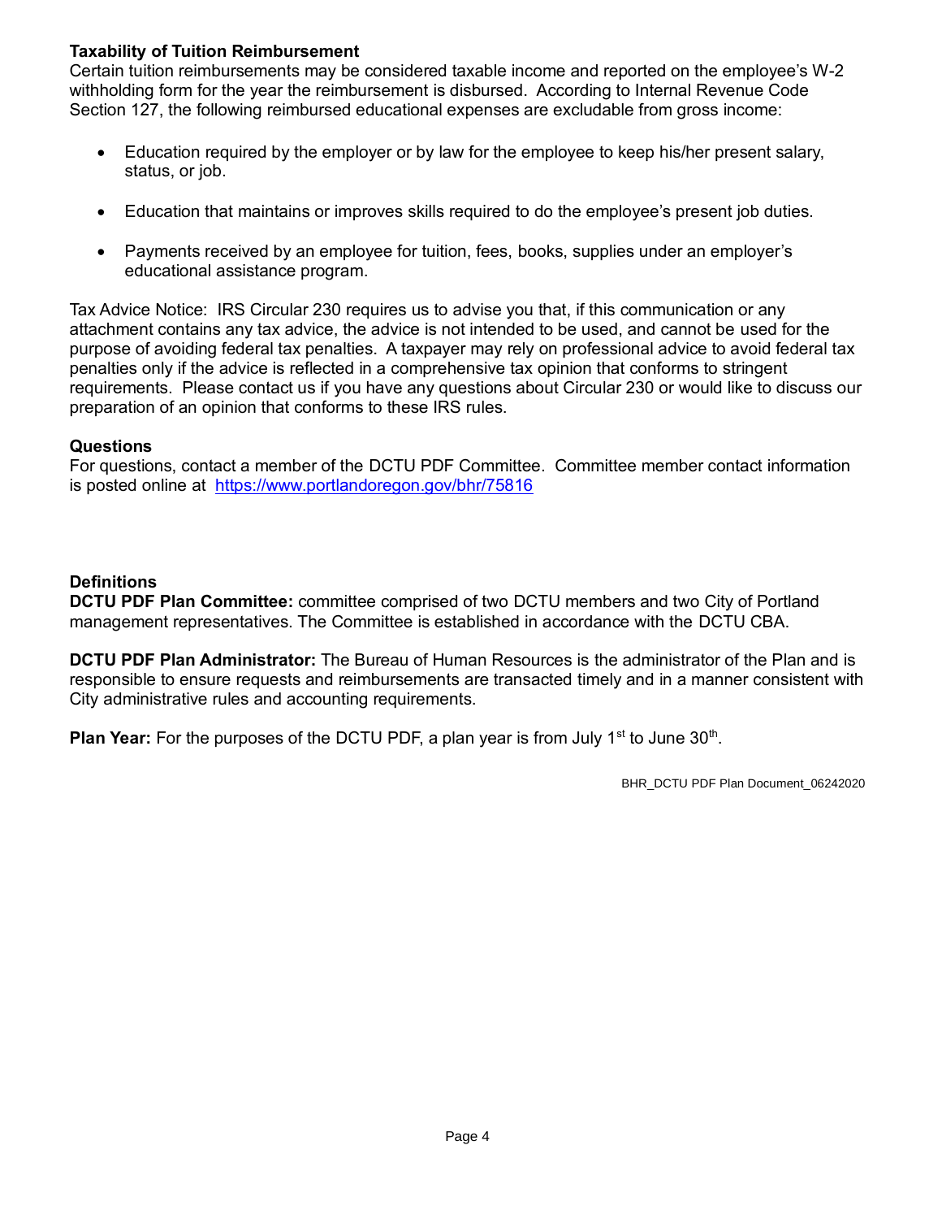**Taxability of Tuition Reimbursement**

Certain tuition reimbursements may be considered taxable income and reported on the employee's W-2 withholding form for the year the reimbursement is disbursed. According to Internal Revenue Code Section 127, the following reimbursed educational expenses are excludable from gross income:

- Education required by the employer or by law for the employee to keep his/her present salary, status, or job.
- Education that maintains or improves skills required to do the employee's present job duties.
- Payments received by an employee for tuition, fees, books, supplies under an employer's educational assistance program.

Tax Advice Notice: IRS Circular 230 requires us to advise you that, if this communication or any attachment contains any tax advice, the advice is not intended to be used, and cannot be used for the purpose of avoiding federal tax penalties. A taxpayer may rely on professional advice to avoid federal tax penalties only if the advice is reflected in a comprehensive tax opinion that conforms to stringent requirements. Please contact us if you have any questions about Circular 230 or would like to discuss our preparation of an opinion that conforms to these IRS rules.

**Questions**

For questions, contact a member of the DCTU PDF Committee. Committee member contact information is posted online at [https://www.portlandoregon.gov/bhr/75816](https://www.portlandoregon.gov/bhr/75816)

**Definitions**

**DCTU PDF Plan Committee:** committee comprised of two DCTU members and two City of Portland management representatives. The Committee is established in accordance with the DCTU CBA.

**DCTU PDF Plan Administrator:** The Bureau of Human Resources is the administrator of the Plan and is responsible to ensure requests and reimbursements are transacted timely and in a manner consistent with City administrative rules and accounting requirements.

**Plan Year:** For the purposes of the DCTU PDF, a plan year is from July 1st to June 30th.

BHR_DCTU PDF Plan Document_06242020